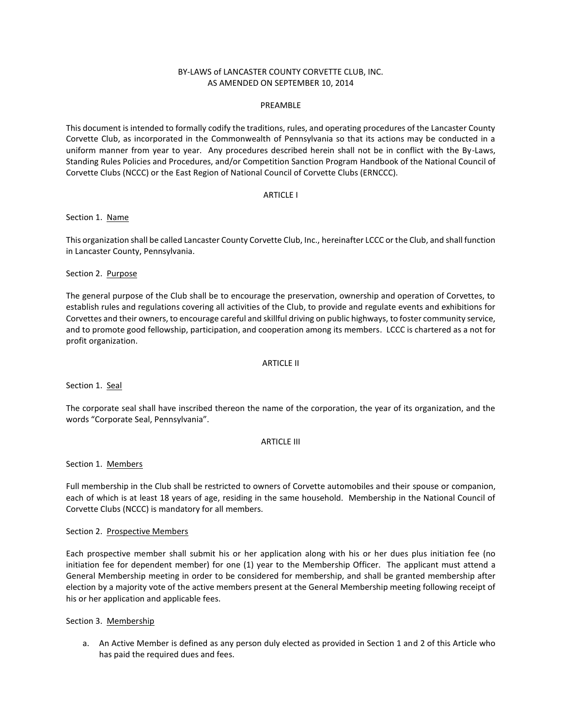# BY-LAWS of LANCASTER COUNTY CORVETTE CLUB, INC.
## AS AMENDED ON SEPTEMBER 10, 2014

## PREAMBLE

This document is intended to formally codify the traditions, rules, and operating procedures of the Lancaster County Corvette Club, as incorporated in the Commonwealth of Pennsylvania so that its actions may be conducted in a uniform manner from year to year. Any procedures described herein shall not be in conflict with the By-Laws, Standing Rules Policies and Procedures, and/or Competition Sanction Program Handbook of the National Council of Corvette Clubs (NCCC) or the East Region of National Council of Corvette Clubs (ERNCCC).

## ARTICLE I

Section 1. <u>Name</u>

This organization shall be called Lancaster County Corvette Club, Inc., hereinafter LCCC or the Club, and shall function in Lancaster County, Pennsylvania.

Section 2. <u>Purpose</u>

The general purpose of the Club shall be to encourage the preservation, ownership and operation of Corvettes, to establish rules and regulations covering all activities of the Club, to provide and regulate events and exhibitions for Corvettes and their owners, to encourage careful and skillful driving on public highways, to foster community service, and to promote good fellowship, participation, and cooperation among its members. LCCC is chartered as a not for profit organization.

## ARTICLE II

Section 1. <u>Seal</u>

The corporate seal shall have inscribed thereon the name of the corporation, the year of its organization, and the words "Corporate Seal, Pennsylvania".

## ARTICLE III

Section 1. <u>Members</u>

Full membership in the Club shall be restricted to owners of Corvette automobiles and their spouse or companion, each of which is at least 18 years of age, residing in the same household. Membership in the National Council of Corvette Clubs (NCCC) is mandatory for all members.

Section 2. <u>Prospective Members</u>

Each prospective member shall submit his or her application along with his or her dues plus initiation fee (no initiation fee for dependent member) for one (1) year to the Membership Officer. The applicant must attend a General Membership meeting in order to be considered for membership, and shall be granted membership after election by a majority vote of the active members present at the General Membership meeting following receipt of his or her application and applicable fees.

Section 3. <u>Membership</u>

a. An Active Member is defined as any person duly elected as provided in Section 1 and 2 of this Article who has paid the required dues and fees.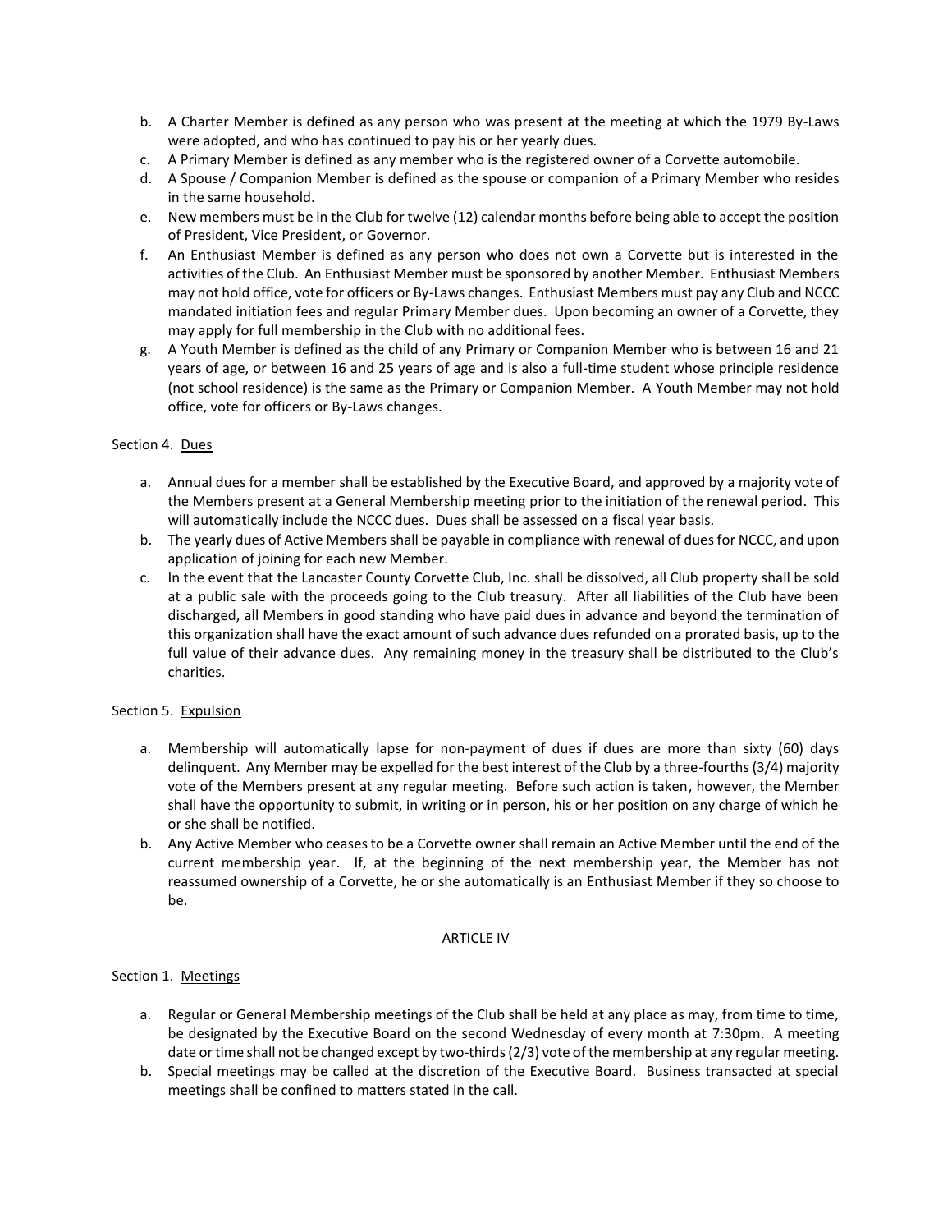b. A Charter Member is defined as any person who was present at the meeting at which the 1979 By-Laws were adopted, and who has continued to pay his or her yearly dues.
c. A Primary Member is defined as any member who is the registered owner of a Corvette automobile.
d. A Spouse / Companion Member is defined as the spouse or companion of a Primary Member who resides in the same household.
e. New members must be in the Club for twelve (12) calendar months before being able to accept the position of President, Vice President, or Governor.
f. An Enthusiast Member is defined as any person who does not own a Corvette but is interested in the activities of the Club. An Enthusiast Member must be sponsored by another Member. Enthusiast Members may not hold office, vote for officers or By-Laws changes. Enthusiast Members must pay any Club and NCCC mandated initiation fees and regular Primary Member dues. Upon becoming an owner of a Corvette, they may apply for full membership in the Club with no additional fees.
g. A Youth Member is defined as the child of any Primary or Companion Member who is between 16 and 21 years of age, or between 16 and 25 years of age and is also a full-time student whose principle residence (not school residence) is the same as the Primary or Companion Member. A Youth Member may not hold office, vote for officers or By-Laws changes.

Section 4. Dues

a. Annual dues for a member shall be established by the Executive Board, and approved by a majority vote of the Members present at a General Membership meeting prior to the initiation of the renewal period. This will automatically include the NCCC dues. Dues shall be assessed on a fiscal year basis.
b. The yearly dues of Active Members shall be payable in compliance with renewal of dues for NCCC, and upon application of joining for each new Member.
c. In the event that the Lancaster County Corvette Club, Inc. shall be dissolved, all Club property shall be sold at a public sale with the proceeds going to the Club treasury. After all liabilities of the Club have been discharged, all Members in good standing who have paid dues in advance and beyond the termination of this organization shall have the exact amount of such advance dues refunded on a prorated basis, up to the full value of their advance dues. Any remaining money in the treasury shall be distributed to the Club's charities.

Section 5. Expulsion

a. Membership will automatically lapse for non-payment of dues if dues are more than sixty (60) days delinquent. Any Member may be expelled for the best interest of the Club by a three-fourths (3/4) majority vote of the Members present at any regular meeting. Before such action is taken, however, the Member shall have the opportunity to submit, in writing or in person, his or her position on any charge of which he or she shall be notified.
b. Any Active Member who ceases to be a Corvette owner shall remain an Active Member until the end of the current membership year. If, at the beginning of the next membership year, the Member has not reassumed ownership of a Corvette, he or she automatically is an Enthusiast Member if they so choose to be.

## ARTICLE IV

Section 1. Meetings

a. Regular or General Membership meetings of the Club shall be held at any place as may, from time to time, be designated by the Executive Board on the second Wednesday of every month at 7:30pm. A meeting date or time shall not be changed except by two-thirds (2/3) vote of the membership at any regular meeting.
b. Special meetings may be called at the discretion of the Executive Board. Business transacted at special meetings shall be confined to matters stated in the call.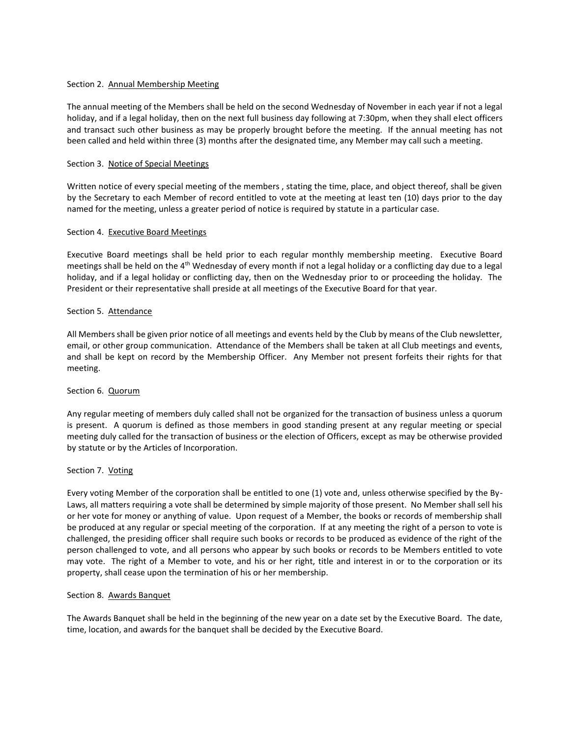Section 2. <u>Annual Membership Meeting</u>

The annual meeting of the Members shall be held on the second Wednesday of November in each year if not a legal holiday, and if a legal holiday, then on the next full business day following at 7:30pm, when they shall elect officers and transact such other business as may be properly brought before the meeting. If the annual meeting has not been called and held within three (3) months after the designated time, any Member may call such a meeting.

Section 3. <u>Notice of Special Meetings</u>

Written notice of every special meeting of the members , stating the time, place, and object thereof, shall be given by the Secretary to each Member of record entitled to vote at the meeting at least ten (10) days prior to the day named for the meeting, unless a greater period of notice is required by statute in a particular case.

Section 4. <u>Executive Board Meetings</u>

Executive Board meetings shall be held prior to each regular monthly membership meeting. Executive Board meetings shall be held on the 4th Wednesday of every month if not a legal holiday or a conflicting day due to a legal holiday, and if a legal holiday or conflicting day, then on the Wednesday prior to or proceeding the holiday. The President or their representative shall preside at all meetings of the Executive Board for that year.

Section 5. <u>Attendance</u>

All Members shall be given prior notice of all meetings and events held by the Club by means of the Club newsletter, email, or other group communication. Attendance of the Members shall be taken at all Club meetings and events, and shall be kept on record by the Membership Officer. Any Member not present forfeits their rights for that meeting.

Section 6. <u>Quorum</u>

Any regular meeting of members duly called shall not be organized for the transaction of business unless a quorum is present. A quorum is defined as those members in good standing present at any regular meeting or special meeting duly called for the transaction of business or the election of Officers, except as may be otherwise provided by statute or by the Articles of Incorporation.

Section 7. <u>Voting</u>

Every voting Member of the corporation shall be entitled to one (1) vote and, unless otherwise specified by the By-Laws, all matters requiring a vote shall be determined by simple majority of those present. No Member shall sell his or her vote for money or anything of value. Upon request of a Member, the books or records of membership shall be produced at any regular or special meeting of the corporation. If at any meeting the right of a person to vote is challenged, the presiding officer shall require such books or records to be produced as evidence of the right of the person challenged to vote, and all persons who appear by such books or records to be Members entitled to vote may vote. The right of a Member to vote, and his or her right, title and interest in or to the corporation or its property, shall cease upon the termination of his or her membership.

Section 8. <u>Awards Banquet</u>

The Awards Banquet shall be held in the beginning of the new year on a date set by the Executive Board. The date, time, location, and awards for the banquet shall be decided by the Executive Board.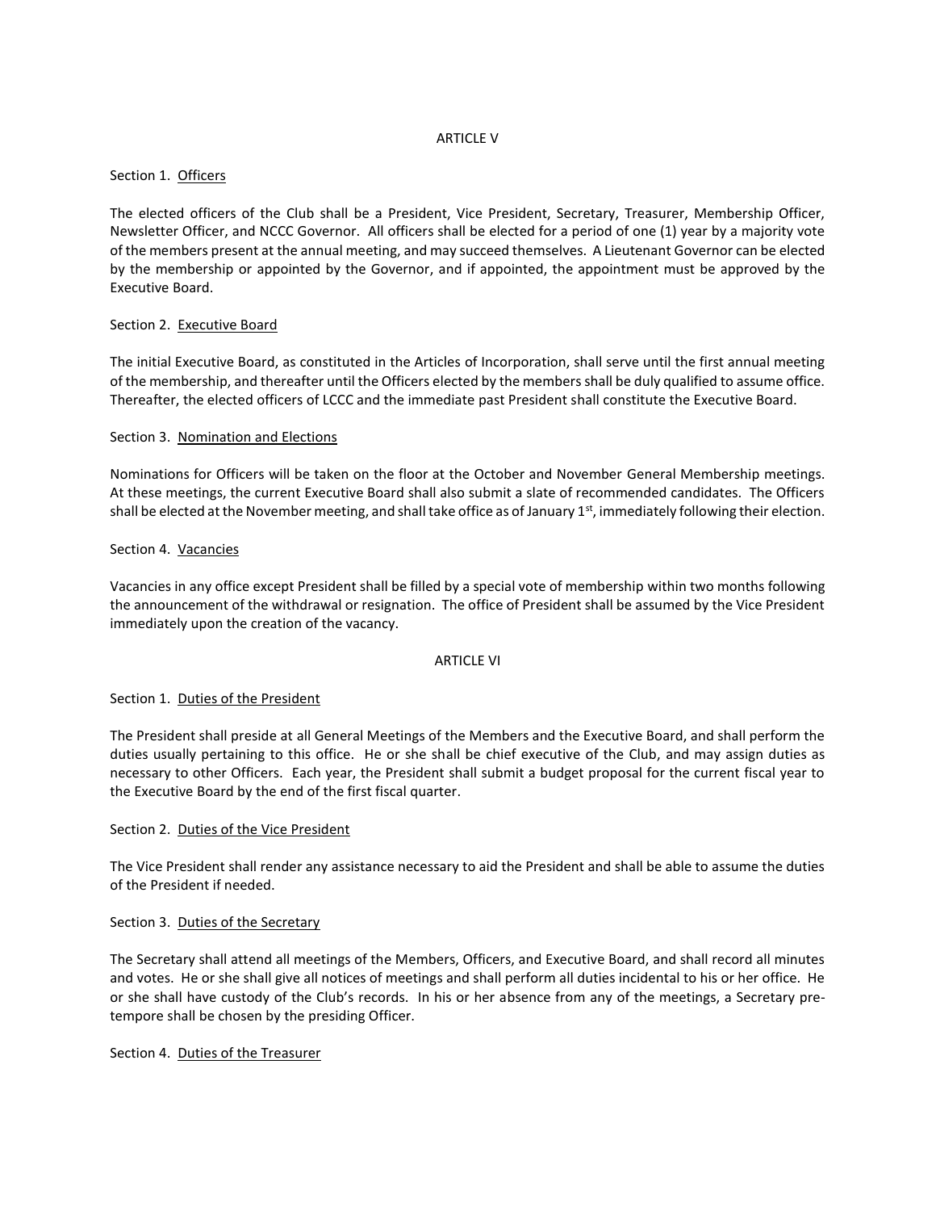## ARTICLE V

Section 1. Officers

The elected officers of the Club shall be a President, Vice President, Secretary, Treasurer, Membership Officer, Newsletter Officer, and NCCC Governor. All officers shall be elected for a period of one (1) year by a majority vote of the members present at the annual meeting, and may succeed themselves. A Lieutenant Governor can be elected by the membership or appointed by the Governor, and if appointed, the appointment must be approved by the Executive Board.

Section 2. Executive Board

The initial Executive Board, as constituted in the Articles of Incorporation, shall serve until the first annual meeting of the membership, and thereafter until the Officers elected by the members shall be duly qualified to assume office. Thereafter, the elected officers of LCCC and the immediate past President shall constitute the Executive Board.

Section 3. Nomination and Elections

Nominations for Officers will be taken on the floor at the October and November General Membership meetings. At these meetings, the current Executive Board shall also submit a slate of recommended candidates. The Officers shall be elected at the November meeting, and shall take office as of January 1st, immediately following their election.

Section 4. Vacancies

Vacancies in any office except President shall be filled by a special vote of membership within two months following the announcement of the withdrawal or resignation. The office of President shall be assumed by the Vice President immediately upon the creation of the vacancy.

## ARTICLE VI

Section 1. Duties of the President

The President shall preside at all General Meetings of the Members and the Executive Board, and shall perform the duties usually pertaining to this office. He or she shall be chief executive of the Club, and may assign duties as necessary to other Officers. Each year, the President shall submit a budget proposal for the current fiscal year to the Executive Board by the end of the first fiscal quarter.

Section 2. Duties of the Vice President

The Vice President shall render any assistance necessary to aid the President and shall be able to assume the duties of the President if needed.

Section 3. Duties of the Secretary

The Secretary shall attend all meetings of the Members, Officers, and Executive Board, and shall record all minutes and votes. He or she shall give all notices of meetings and shall perform all duties incidental to his or her office. He or she shall have custody of the Club's records. In his or her absence from any of the meetings, a Secretary pre-tempore shall be chosen by the presiding Officer.

Section 4. Duties of the Treasurer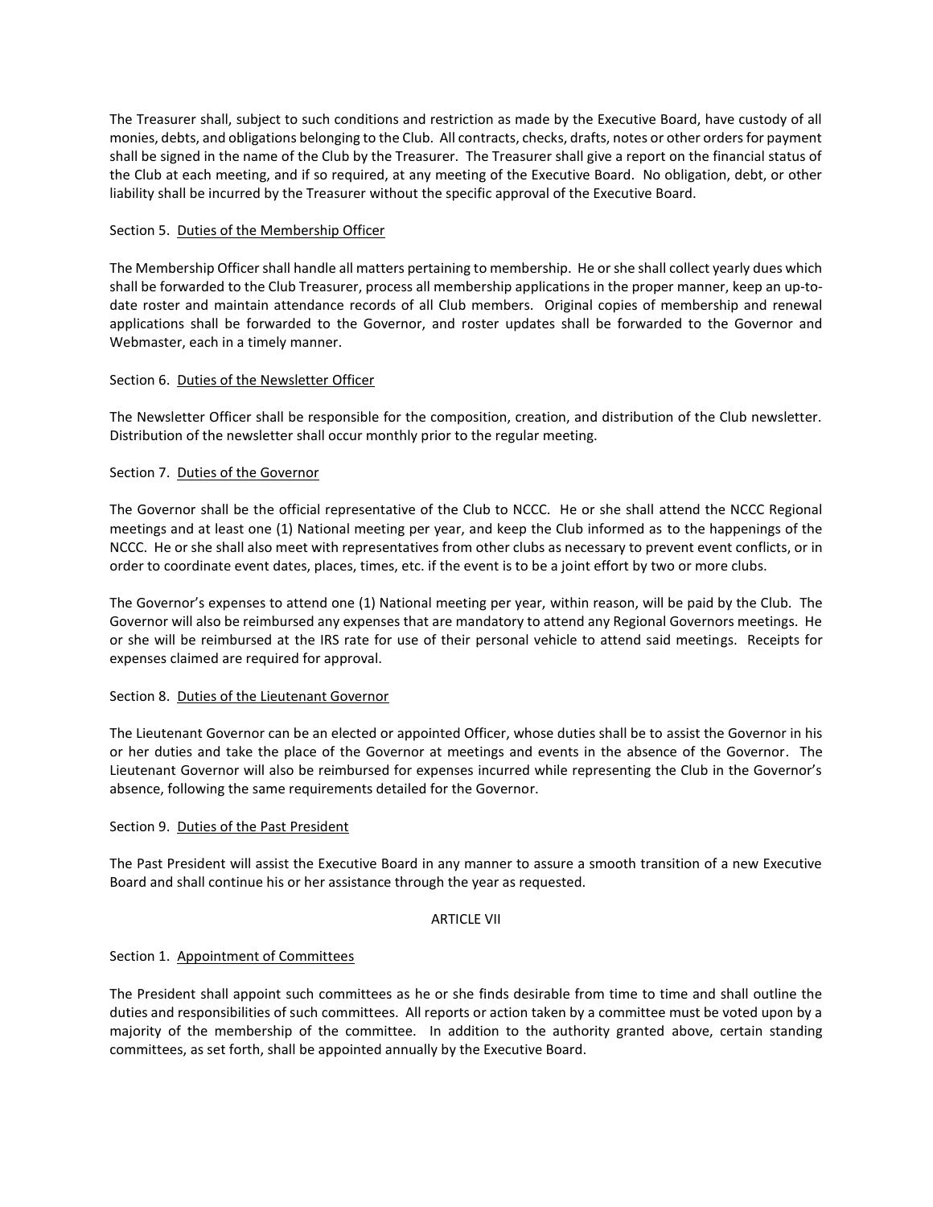The Treasurer shall, subject to such conditions and restriction as made by the Executive Board, have custody of all monies, debts, and obligations belonging to the Club. All contracts, checks, drafts, notes or other orders for payment shall be signed in the name of the Club by the Treasurer. The Treasurer shall give a report on the financial status of the Club at each meeting, and if so required, at any meeting of the Executive Board. No obligation, debt, or other liability shall be incurred by the Treasurer without the specific approval of the Executive Board.

Section 5. <u>Duties of the Membership Officer</u>

The Membership Officer shall handle all matters pertaining to membership. He or she shall collect yearly dues which shall be forwarded to the Club Treasurer, process all membership applications in the proper manner, keep an up-to-date roster and maintain attendance records of all Club members. Original copies of membership and renewal applications shall be forwarded to the Governor, and roster updates shall be forwarded to the Governor and Webmaster, each in a timely manner.

Section 6. <u>Duties of the Newsletter Officer</u>

The Newsletter Officer shall be responsible for the composition, creation, and distribution of the Club newsletter. Distribution of the newsletter shall occur monthly prior to the regular meeting.

Section 7. <u>Duties of the Governor</u>

The Governor shall be the official representative of the Club to NCCC. He or she shall attend the NCCC Regional meetings and at least one (1) National meeting per year, and keep the Club informed as to the happenings of the NCCC. He or she shall also meet with representatives from other clubs as necessary to prevent event conflicts, or in order to coordinate event dates, places, times, etc. if the event is to be a joint effort by two or more clubs.

The Governor's expenses to attend one (1) National meeting per year, within reason, will be paid by the Club. The Governor will also be reimbursed any expenses that are mandatory to attend any Regional Governors meetings. He or she will be reimbursed at the IRS rate for use of their personal vehicle to attend said meetings. Receipts for expenses claimed are required for approval.

Section 8. <u>Duties of the Lieutenant Governor</u>

The Lieutenant Governor can be an elected or appointed Officer, whose duties shall be to assist the Governor in his or her duties and take the place of the Governor at meetings and events in the absence of the Governor. The Lieutenant Governor will also be reimbursed for expenses incurred while representing the Club in the Governor's absence, following the same requirements detailed for the Governor.

Section 9. <u>Duties of the Past President</u>

The Past President will assist the Executive Board in any manner to assure a smooth transition of a new Executive Board and shall continue his or her assistance through the year as requested.

## ARTICLE VII

Section 1. <u>Appointment of Committees</u>

The President shall appoint such committees as he or she finds desirable from time to time and shall outline the duties and responsibilities of such committees. All reports or action taken by a committee must be voted upon by a majority of the membership of the committee. In addition to the authority granted above, certain standing committees, as set forth, shall be appointed annually by the Executive Board.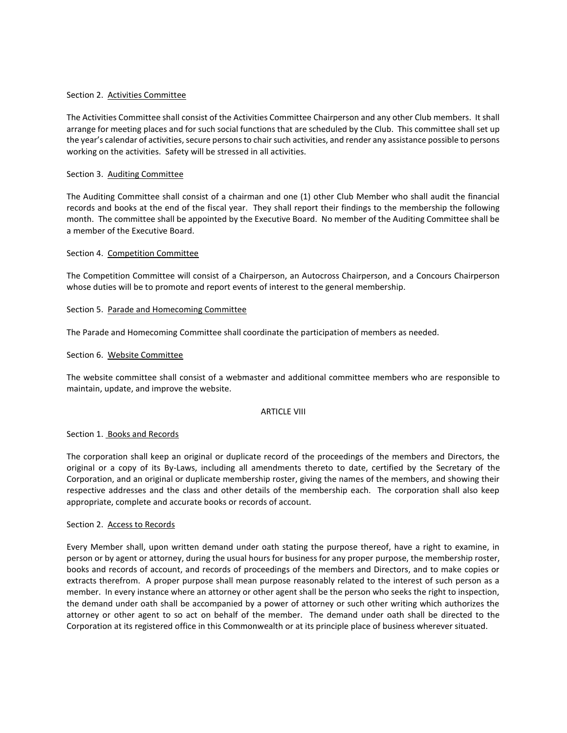Section 2. <u>Activities Committee</u>

The Activities Committee shall consist of the Activities Committee Chairperson and any other Club members. It shall arrange for meeting places and for such social functions that are scheduled by the Club. This committee shall set up the year's calendar of activities, secure persons to chair such activities, and render any assistance possible to persons working on the activities. Safety will be stressed in all activities.

Section 3. <u>Auditing Committee</u>

The Auditing Committee shall consist of a chairman and one (1) other Club Member who shall audit the financial records and books at the end of the fiscal year. They shall report their findings to the membership the following month. The committee shall be appointed by the Executive Board. No member of the Auditing Committee shall be a member of the Executive Board.

Section 4. <u>Competition Committee</u>

The Competition Committee will consist of a Chairperson, an Autocross Chairperson, and a Concours Chairperson whose duties will be to promote and report events of interest to the general membership.

Section 5. <u>Parade and Homecoming Committee</u>

The Parade and Homecoming Committee shall coordinate the participation of members as needed.

Section 6. <u>Website Committee</u>

The website committee shall consist of a webmaster and additional committee members who are responsible to maintain, update, and improve the website.

## ARTICLE VIII

Section 1. <u>Books and Records</u>

The corporation shall keep an original or duplicate record of the proceedings of the members and Directors, the original or a copy of its By-Laws, including all amendments thereto to date, certified by the Secretary of the Corporation, and an original or duplicate membership roster, giving the names of the members, and showing their respective addresses and the class and other details of the membership each. The corporation shall also keep appropriate, complete and accurate books or records of account.

Section 2. <u>Access to Records</u>

Every Member shall, upon written demand under oath stating the purpose thereof, have a right to examine, in person or by agent or attorney, during the usual hours for business for any proper purpose, the membership roster, books and records of account, and records of proceedings of the members and Directors, and to make copies or extracts therefrom. A proper purpose shall mean purpose reasonably related to the interest of such person as a member. In every instance where an attorney or other agent shall be the person who seeks the right to inspection, the demand under oath shall be accompanied by a power of attorney or such other writing which authorizes the attorney or other agent to so act on behalf of the member. The demand under oath shall be directed to the Corporation at its registered office in this Commonwealth or at its principle place of business wherever situated.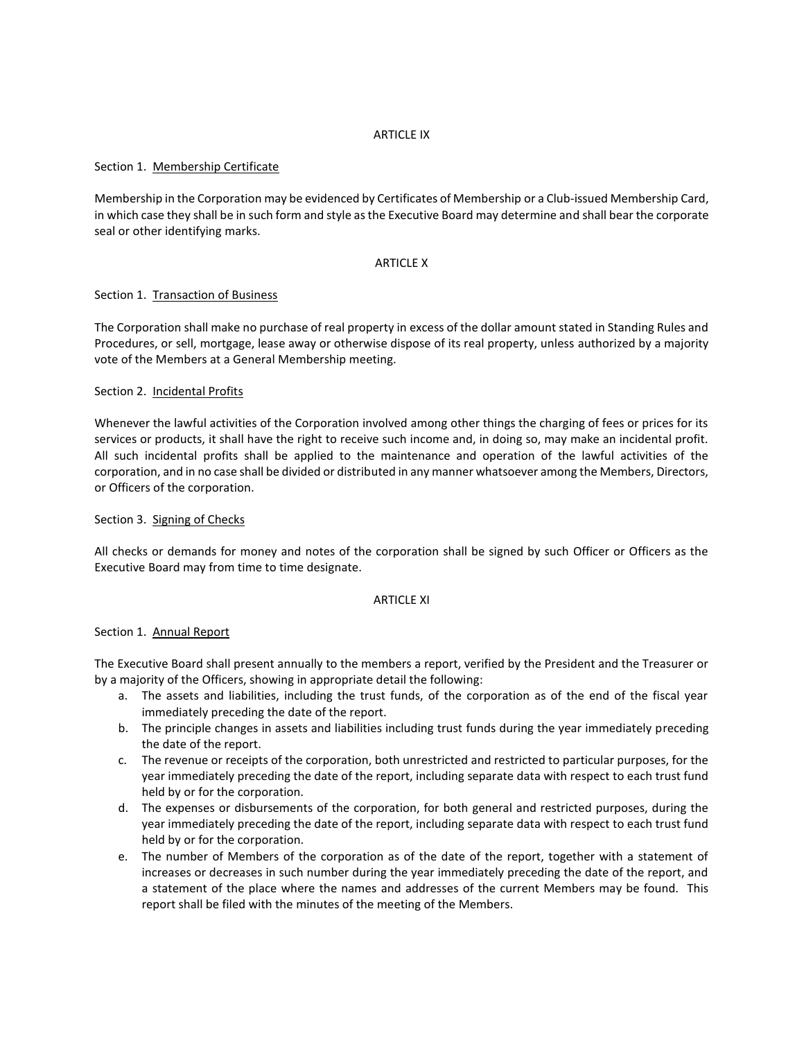## ARTICLE IX

Section 1. Membership Certificate

Membership in the Corporation may be evidenced by Certificates of Membership or a Club-issued Membership Card, in which case they shall be in such form and style as the Executive Board may determine and shall bear the corporate seal or other identifying marks.

## ARTICLE X

Section 1. Transaction of Business

The Corporation shall make no purchase of real property in excess of the dollar amount stated in Standing Rules and Procedures, or sell, mortgage, lease away or otherwise dispose of its real property, unless authorized by a majority vote of the Members at a General Membership meeting.

Section 2. Incidental Profits

Whenever the lawful activities of the Corporation involved among other things the charging of fees or prices for its services or products, it shall have the right to receive such income and, in doing so, may make an incidental profit. All such incidental profits shall be applied to the maintenance and operation of the lawful activities of the corporation, and in no case shall be divided or distributed in any manner whatsoever among the Members, Directors, or Officers of the corporation.

Section 3. Signing of Checks

All checks or demands for money and notes of the corporation shall be signed by such Officer or Officers as the Executive Board may from time to time designate.

## ARTICLE XI

Section 1. Annual Report

The Executive Board shall present annually to the members a report, verified by the President and the Treasurer or by a majority of the Officers, showing in appropriate detail the following:

a. The assets and liabilities, including the trust funds, of the corporation as of the end of the fiscal year immediately preceding the date of the report.
b. The principle changes in assets and liabilities including trust funds during the year immediately preceding the date of the report.
c. The revenue or receipts of the corporation, both unrestricted and restricted to particular purposes, for the year immediately preceding the date of the report, including separate data with respect to each trust fund held by or for the corporation.
d. The expenses or disbursements of the corporation, for both general and restricted purposes, during the year immediately preceding the date of the report, including separate data with respect to each trust fund held by or for the corporation.
e. The number of Members of the corporation as of the date of the report, together with a statement of increases or decreases in such number during the year immediately preceding the date of the report, and a statement of the place where the names and addresses of the current Members may be found. This report shall be filed with the minutes of the meeting of the Members.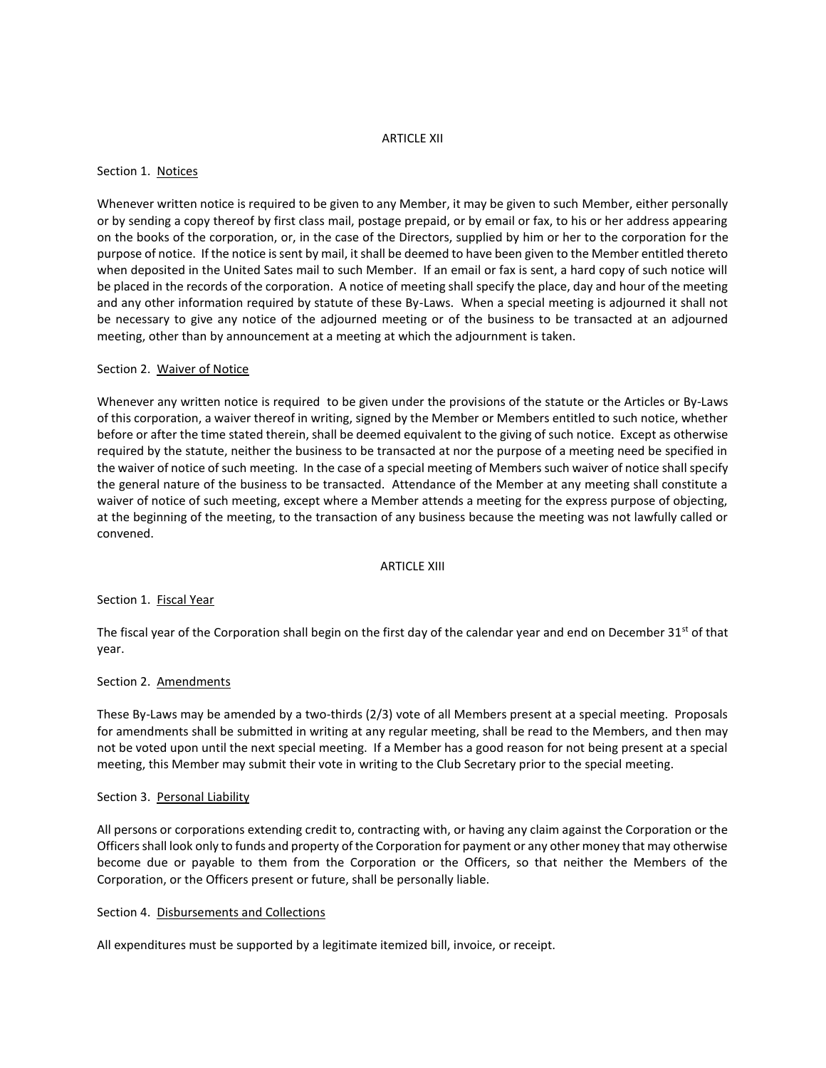## ARTICLE XII

Section 1. Notices

Whenever written notice is required to be given to any Member, it may be given to such Member, either personally or by sending a copy thereof by first class mail, postage prepaid, or by email or fax, to his or her address appearing on the books of the corporation, or, in the case of the Directors, supplied by him or her to the corporation for the purpose of notice. If the notice is sent by mail, it shall be deemed to have been given to the Member entitled thereto when deposited in the United Sates mail to such Member. If an email or fax is sent, a hard copy of such notice will be placed in the records of the corporation. A notice of meeting shall specify the place, day and hour of the meeting and any other information required by statute of these By-Laws. When a special meeting is adjourned it shall not be necessary to give any notice of the adjourned meeting or of the business to be transacted at an adjourned meeting, other than by announcement at a meeting at which the adjournment is taken.

Section 2. Waiver of Notice

Whenever any written notice is required to be given under the provisions of the statute or the Articles or By-Laws of this corporation, a waiver thereof in writing, signed by the Member or Members entitled to such notice, whether before or after the time stated therein, shall be deemed equivalent to the giving of such notice. Except as otherwise required by the statute, neither the business to be transacted at nor the purpose of a meeting need be specified in the waiver of notice of such meeting. In the case of a special meeting of Members such waiver of notice shall specify the general nature of the business to be transacted. Attendance of the Member at any meeting shall constitute a waiver of notice of such meeting, except where a Member attends a meeting for the express purpose of objecting, at the beginning of the meeting, to the transaction of any business because the meeting was not lawfully called or convened.

## ARTICLE XIII

Section 1. Fiscal Year

The fiscal year of the Corporation shall begin on the first day of the calendar year and end on December 31st of that year.

Section 2. Amendments

These By-Laws may be amended by a two-thirds (2/3) vote of all Members present at a special meeting. Proposals for amendments shall be submitted in writing at any regular meeting, shall be read to the Members, and then may not be voted upon until the next special meeting. If a Member has a good reason for not being present at a special meeting, this Member may submit their vote in writing to the Club Secretary prior to the special meeting.

Section 3. Personal Liability

All persons or corporations extending credit to, contracting with, or having any claim against the Corporation or the Officers shall look only to funds and property of the Corporation for payment or any other money that may otherwise become due or payable to them from the Corporation or the Officers, so that neither the Members of the Corporation, or the Officers present or future, shall be personally liable.

Section 4. Disbursements and Collections

All expenditures must be supported by a legitimate itemized bill, invoice, or receipt.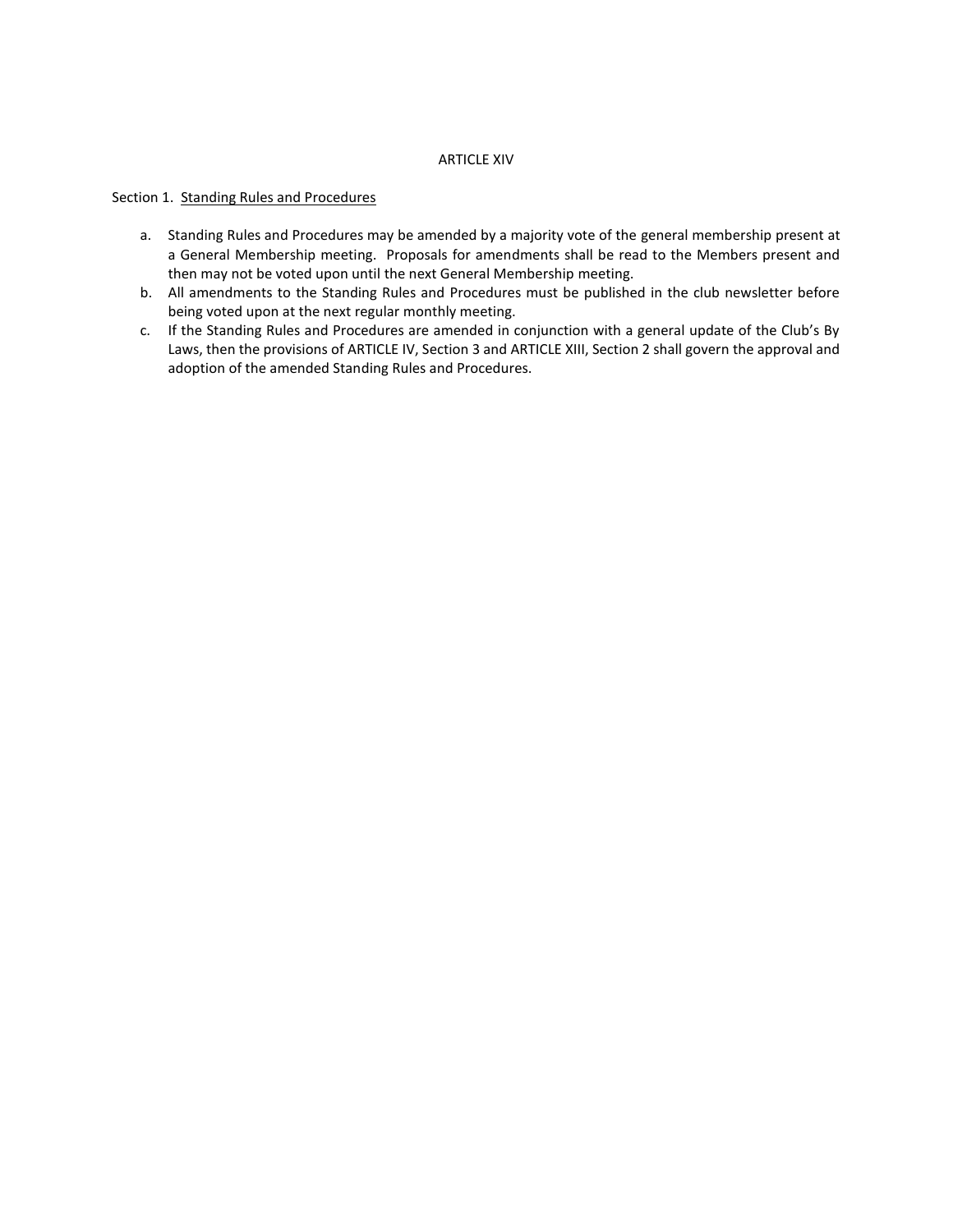# ARTICLE XIV

Section 1. Standing Rules and Procedures

a. Standing Rules and Procedures may be amended by a majority vote of the general membership present at a General Membership meeting. Proposals for amendments shall be read to the Members present and then may not be voted upon until the next General Membership meeting.
b. All amendments to the Standing Rules and Procedures must be published in the club newsletter before being voted upon at the next regular monthly meeting.
c. If the Standing Rules and Procedures are amended in conjunction with a general update of the Club's By Laws, then the provisions of ARTICLE IV, Section 3 and ARTICLE XIII, Section 2 shall govern the approval and adoption of the amended Standing Rules and Procedures.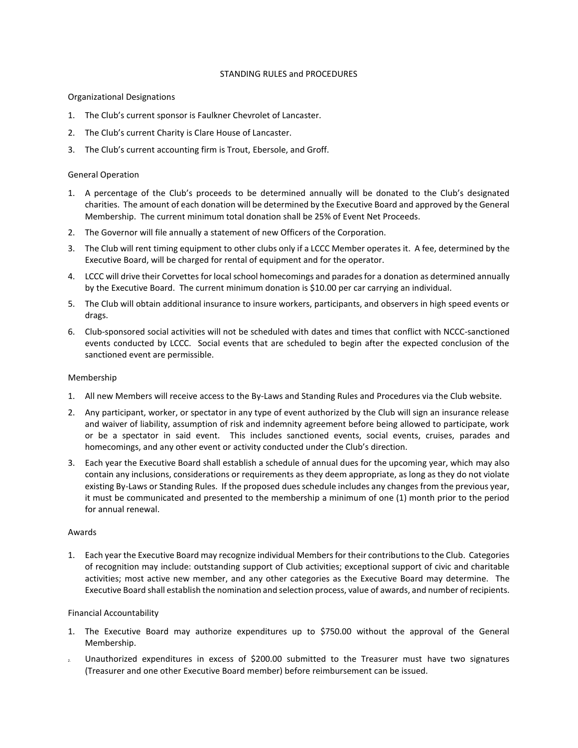# STANDING RULES and PROCEDURES

## Organizational Designations

1. The Club's current sponsor is Faulkner Chevrolet of Lancaster.
2. The Club's current Charity is Clare House of Lancaster.
3. The Club's current accounting firm is Trout, Ebersole, and Groff.

## General Operation

1. A percentage of the Club's proceeds to be determined annually will be donated to the Club's designated charities. The amount of each donation will be determined by the Executive Board and approved by the General Membership. The current minimum total donation shall be 25% of Event Net Proceeds.
2. The Governor will file annually a statement of new Officers of the Corporation.
3. The Club will rent timing equipment to other clubs only if a LCCC Member operates it. A fee, determined by the Executive Board, will be charged for rental of equipment and for the operator.
4. LCCC will drive their Corvettes for local school homecomings and parades for a donation as determined annually by the Executive Board. The current minimum donation is $10.00 per car carrying an individual.
5. The Club will obtain additional insurance to insure workers, participants, and observers in high speed events or drags.
6. Club-sponsored social activities will not be scheduled with dates and times that conflict with NCCC-sanctioned events conducted by LCCC. Social events that are scheduled to begin after the expected conclusion of the sanctioned event are permissible.

## Membership

1. All new Members will receive access to the By-Laws and Standing Rules and Procedures via the Club website.
2. Any participant, worker, or spectator in any type of event authorized by the Club will sign an insurance release and waiver of liability, assumption of risk and indemnity agreement before being allowed to participate, work or be a spectator in said event. This includes sanctioned events, social events, cruises, parades and homecomings, and any other event or activity conducted under the Club's direction.
3. Each year the Executive Board shall establish a schedule of annual dues for the upcoming year, which may also contain any inclusions, considerations or requirements as they deem appropriate, as long as they do not violate existing By-Laws or Standing Rules. If the proposed dues schedule includes any changes from the previous year, it must be communicated and presented to the membership a minimum of one (1) month prior to the period for annual renewal.

## Awards

1. Each year the Executive Board may recognize individual Members for their contributions to the Club. Categories of recognition may include: outstanding support of Club activities; exceptional support of civic and charitable activities; most active new member, and any other categories as the Executive Board may determine. The Executive Board shall establish the nomination and selection process, value of awards, and number of recipients.

## Financial Accountability

1. The Executive Board may authorize expenditures up to $750.00 without the approval of the General Membership.
2. Unauthorized expenditures in excess of $200.00 submitted to the Treasurer must have two signatures (Treasurer and one other Executive Board member) before reimbursement can be issued.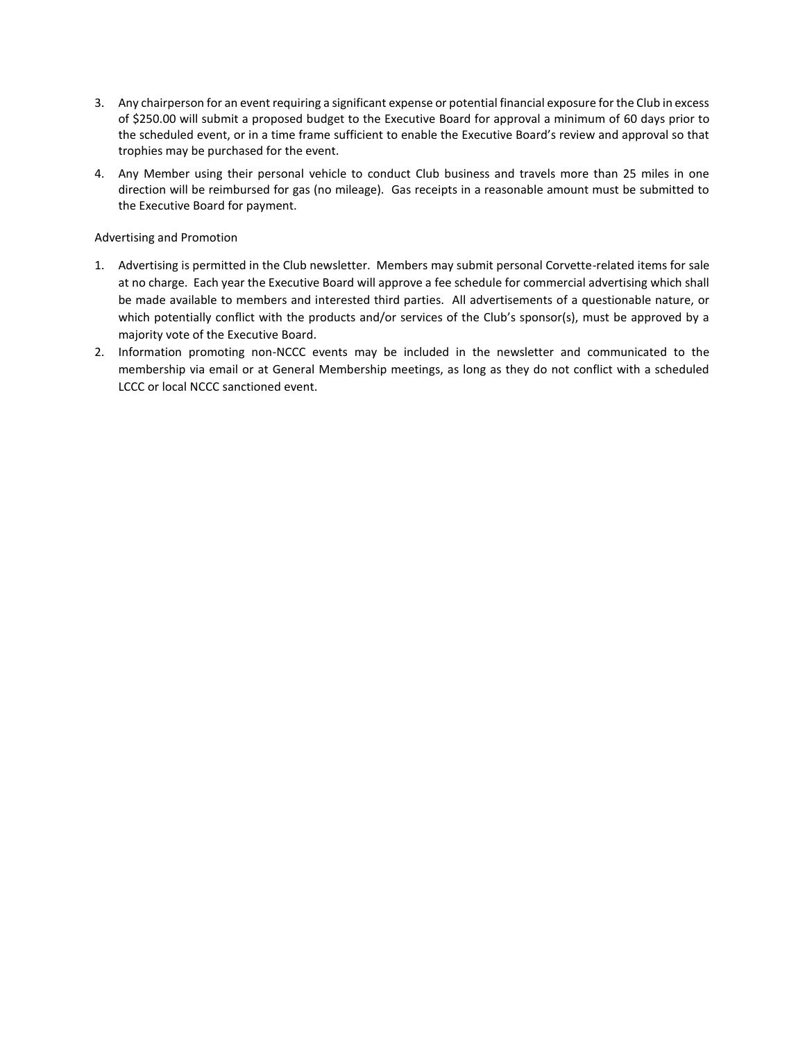3. Any chairperson for an event requiring a significant expense or potential financial exposure for the Club in excess of $250.00 will submit a proposed budget to the Executive Board for approval a minimum of 60 days prior to the scheduled event, or in a time frame sufficient to enable the Executive Board's review and approval so that trophies may be purchased for the event.
4. Any Member using their personal vehicle to conduct Club business and travels more than 25 miles in one direction will be reimbursed for gas (no mileage). Gas receipts in a reasonable amount must be submitted to the Executive Board for payment.

Advertising and Promotion

1. Advertising is permitted in the Club newsletter. Members may submit personal Corvette-related items for sale at no charge. Each year the Executive Board will approve a fee schedule for commercial advertising which shall be made available to members and interested third parties. All advertisements of a questionable nature, or which potentially conflict with the products and/or services of the Club's sponsor(s), must be approved by a majority vote of the Executive Board.
2. Information promoting non-NCCC events may be included in the newsletter and communicated to the membership via email or at General Membership meetings, as long as they do not conflict with a scheduled LCCC or local NCCC sanctioned event.